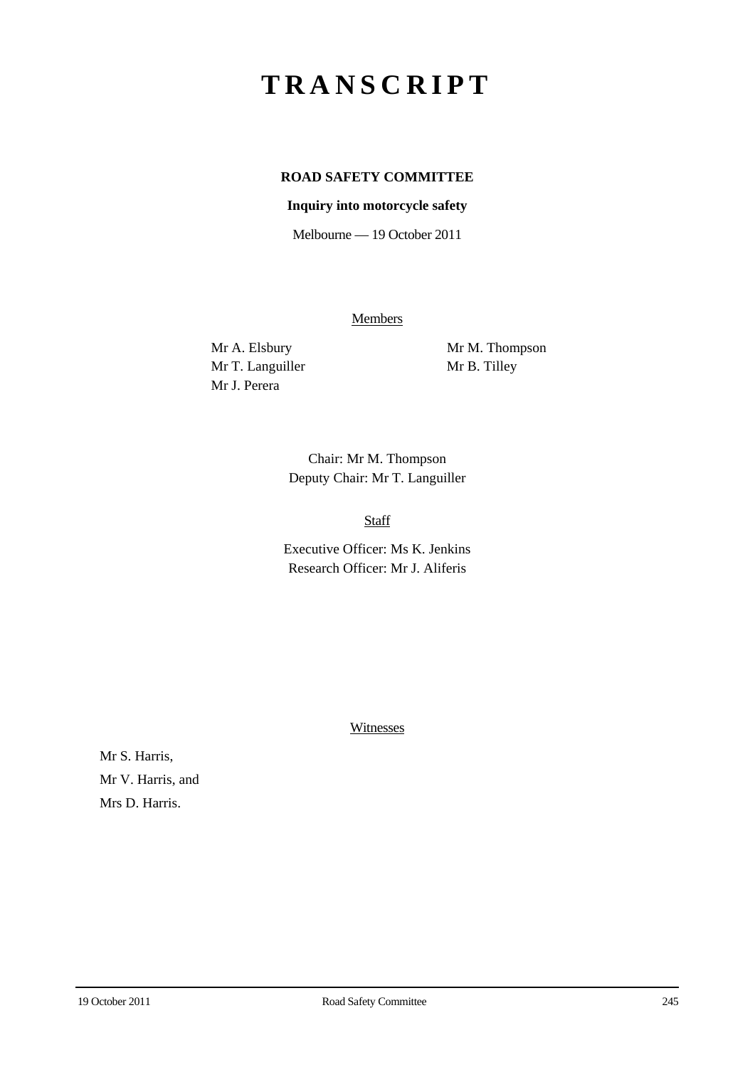# TRANSCRIPT

**ROAD SAFETY COMMITTEE**

**Inquiry into motorcycle safety**

Melbourne — 19 October 2011

Members

Mr A. Elsbury
Mr T. Languiller
Mr J. Perera
Mr M. Thompson
Mr B. Tilley

Chair: Mr M. Thompson
Deputy Chair: Mr T. Languiller

Staff

Executive Officer: Ms K. Jenkins
Research Officer: Mr J. Aliferis

Witnesses

Mr S. Harris,
Mr V. Harris, and
Mrs D. Harris.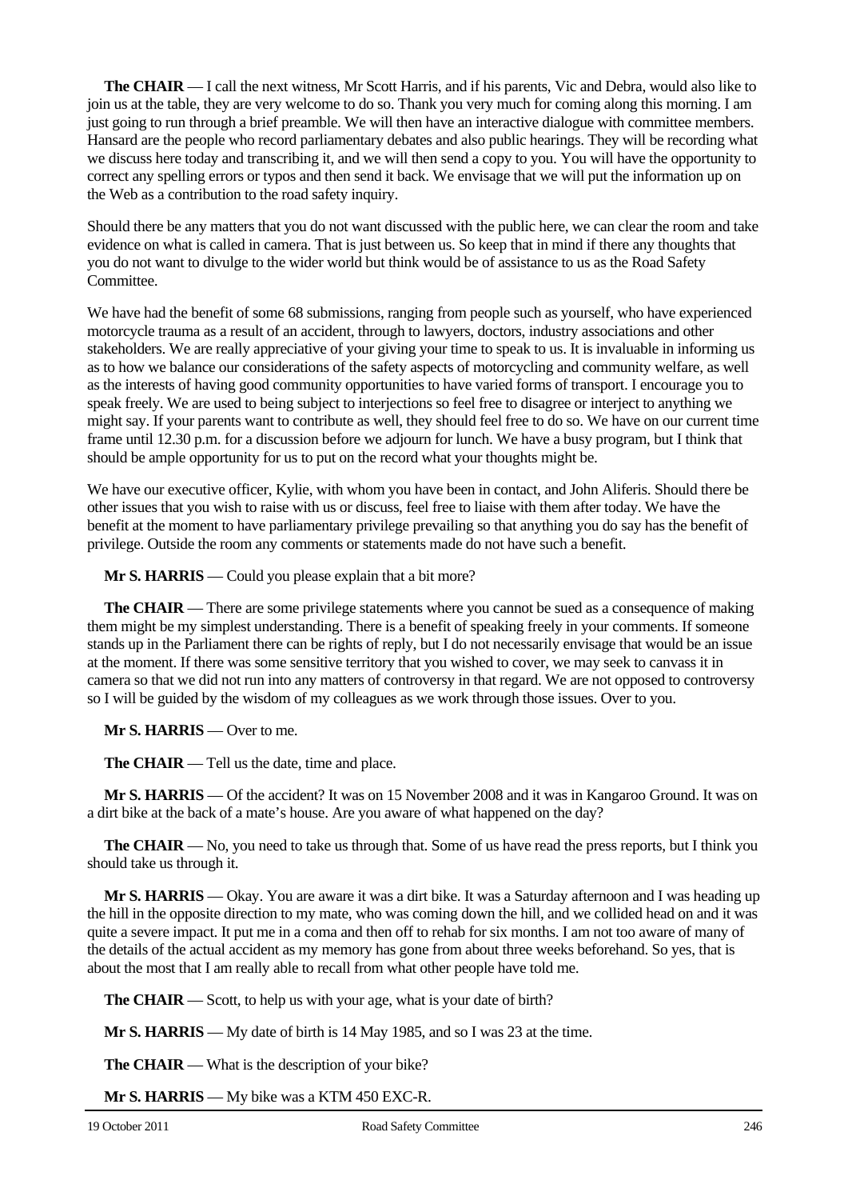**The CHAIR** — I call the next witness, Mr Scott Harris, and if his parents, Vic and Debra, would also like to join us at the table, they are very welcome to do so. Thank you very much for coming along this morning. I am just going to run through a brief preamble. We will then have an interactive dialogue with committee members. Hansard are the people who record parliamentary debates and also public hearings. They will be recording what we discuss here today and transcribing it, and we will then send a copy to you. You will have the opportunity to correct any spelling errors or typos and then send it back. We envisage that we will put the information up on the Web as a contribution to the road safety inquiry.

Should there be any matters that you do not want discussed with the public here, we can clear the room and take evidence on what is called in camera. That is just between us. So keep that in mind if there any thoughts that you do not want to divulge to the wider world but think would be of assistance to us as the Road Safety Committee.

We have had the benefit of some 68 submissions, ranging from people such as yourself, who have experienced motorcycle trauma as a result of an accident, through to lawyers, doctors, industry associations and other stakeholders. We are really appreciative of your giving your time to speak to us. It is invaluable in informing us as to how we balance our considerations of the safety aspects of motorcycling and community welfare, as well as the interests of having good community opportunities to have varied forms of transport. I encourage you to speak freely. We are used to being subject to interjections so feel free to disagree or interject to anything we might say. If your parents want to contribute as well, they should feel free to do so. We have on our current time frame until 12.30 p.m. for a discussion before we adjourn for lunch. We have a busy program, but I think that should be ample opportunity for us to put on the record what your thoughts might be.

We have our executive officer, Kylie, with whom you have been in contact, and John Aliferis. Should there be other issues that you wish to raise with us or discuss, feel free to liaise with them after today. We have the benefit at the moment to have parliamentary privilege prevailing so that anything you do say has the benefit of privilege. Outside the room any comments or statements made do not have such a benefit.

**Mr S. HARRIS** — Could you please explain that a bit more?

**The CHAIR** — There are some privilege statements where you cannot be sued as a consequence of making them might be my simplest understanding. There is a benefit of speaking freely in your comments. If someone stands up in the Parliament there can be rights of reply, but I do not necessarily envisage that would be an issue at the moment. If there was some sensitive territory that you wished to cover, we may seek to canvass it in camera so that we did not run into any matters of controversy in that regard. We are not opposed to controversy so I will be guided by the wisdom of my colleagues as we work through those issues. Over to you.

**Mr S. HARRIS** — Over to me.

**The CHAIR** — Tell us the date, time and place.

**Mr S. HARRIS** — Of the accident? It was on 15 November 2008 and it was in Kangaroo Ground. It was on a dirt bike at the back of a mate's house. Are you aware of what happened on the day?

**The CHAIR** — No, you need to take us through that. Some of us have read the press reports, but I think you should take us through it.

**Mr S. HARRIS** — Okay. You are aware it was a dirt bike. It was a Saturday afternoon and I was heading up the hill in the opposite direction to my mate, who was coming down the hill, and we collided head on and it was quite a severe impact. It put me in a coma and then off to rehab for six months. I am not too aware of many of the details of the actual accident as my memory has gone from about three weeks beforehand. So yes, that is about the most that I am really able to recall from what other people have told me.

**The CHAIR** — Scott, to help us with your age, what is your date of birth?

**Mr S. HARRIS** — My date of birth is 14 May 1985, and so I was 23 at the time.

**The CHAIR** — What is the description of your bike?

**Mr S. HARRIS** — My bike was a KTM 450 EXC-R.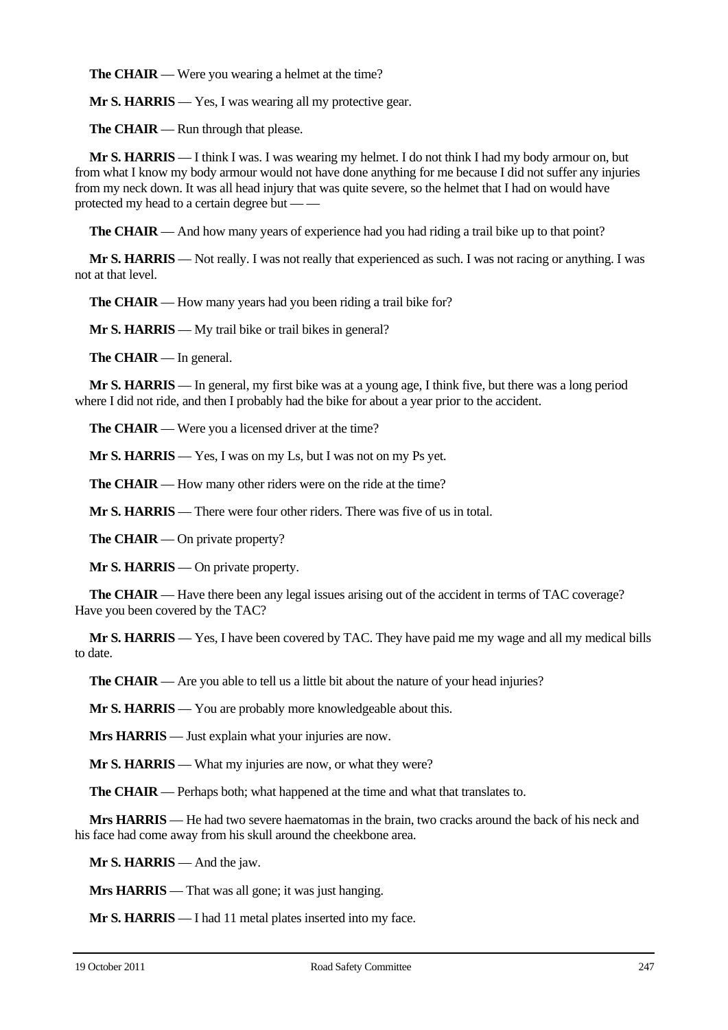**The CHAIR** — Were you wearing a helmet at the time?

**Mr S. HARRIS** — Yes, I was wearing all my protective gear.

**The CHAIR** — Run through that please.

**Mr S. HARRIS** — I think I was. I was wearing my helmet. I do not think I had my body armour on, but from what I know my body armour would not have done anything for me because I did not suffer any injuries from my neck down. It was all head injury that was quite severe, so the helmet that I had on would have protected my head to a certain degree but — —

**The CHAIR** — And how many years of experience had you had riding a trail bike up to that point?

**Mr S. HARRIS** — Not really. I was not really that experienced as such. I was not racing or anything. I was not at that level.

**The CHAIR** — How many years had you been riding a trail bike for?

**Mr S. HARRIS** — My trail bike or trail bikes in general?

**The CHAIR** — In general.

**Mr S. HARRIS** — In general, my first bike was at a young age, I think five, but there was a long period where I did not ride, and then I probably had the bike for about a year prior to the accident.

**The CHAIR** — Were you a licensed driver at the time?

**Mr S. HARRIS** — Yes, I was on my Ls, but I was not on my Ps yet.

**The CHAIR** — How many other riders were on the ride at the time?

**Mr S. HARRIS** — There were four other riders. There was five of us in total.

**The CHAIR** — On private property?

**Mr S. HARRIS** — On private property.

**The CHAIR** — Have there been any legal issues arising out of the accident in terms of TAC coverage? Have you been covered by the TAC?

**Mr S. HARRIS** — Yes, I have been covered by TAC. They have paid me my wage and all my medical bills to date.

**The CHAIR** — Are you able to tell us a little bit about the nature of your head injuries?

**Mr S. HARRIS** — You are probably more knowledgeable about this.

**Mrs HARRIS** — Just explain what your injuries are now.

**Mr S. HARRIS** — What my injuries are now, or what they were?

**The CHAIR** — Perhaps both; what happened at the time and what that translates to.

**Mrs HARRIS** — He had two severe haematomas in the brain, two cracks around the back of his neck and his face had come away from his skull around the cheekbone area.

**Mr S. HARRIS** — And the jaw.

**Mrs HARRIS** — That was all gone; it was just hanging.

**Mr S. HARRIS** — I had 11 metal plates inserted into my face.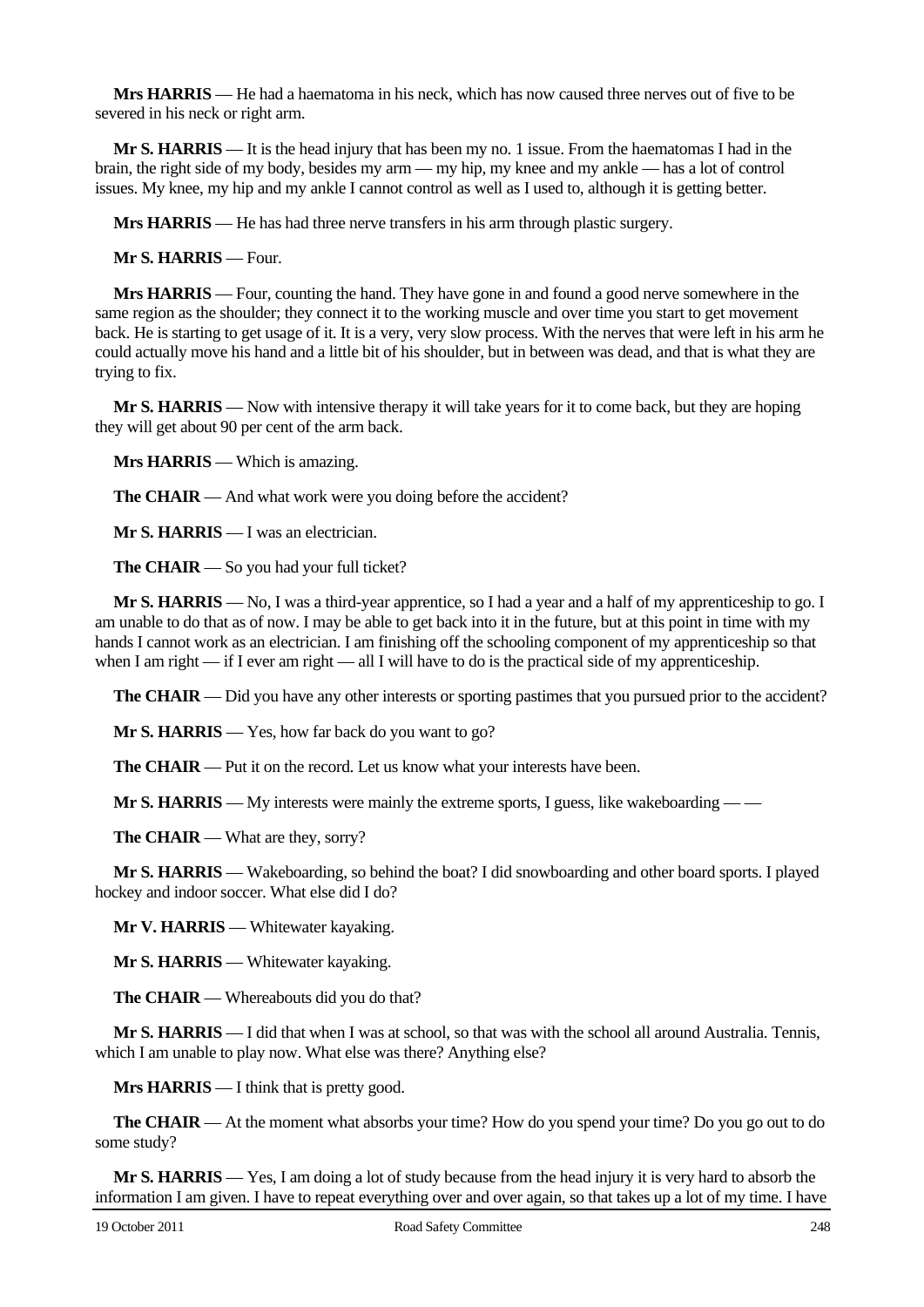**Mrs HARRIS** — He had a haematoma in his neck, which has now caused three nerves out of five to be severed in his neck or right arm.

**Mr S. HARRIS** — It is the head injury that has been my no. 1 issue. From the haematomas I had in the brain, the right side of my body, besides my arm — my hip, my knee and my ankle — has a lot of control issues. My knee, my hip and my ankle I cannot control as well as I used to, although it is getting better.

**Mrs HARRIS** — He has had three nerve transfers in his arm through plastic surgery.

**Mr S. HARRIS** — Four.

**Mrs HARRIS** — Four, counting the hand. They have gone in and found a good nerve somewhere in the same region as the shoulder; they connect it to the working muscle and over time you start to get movement back. He is starting to get usage of it. It is a very, very slow process. With the nerves that were left in his arm he could actually move his hand and a little bit of his shoulder, but in between was dead, and that is what they are trying to fix.

**Mr S. HARRIS** — Now with intensive therapy it will take years for it to come back, but they are hoping they will get about 90 per cent of the arm back.

**Mrs HARRIS** — Which is amazing.

**The CHAIR** — And what work were you doing before the accident?

**Mr S. HARRIS** — I was an electrician.

**The CHAIR** — So you had your full ticket?

**Mr S. HARRIS** — No, I was a third-year apprentice, so I had a year and a half of my apprenticeship to go. I am unable to do that as of now. I may be able to get back into it in the future, but at this point in time with my hands I cannot work as an electrician. I am finishing off the schooling component of my apprenticeship so that when I am right — if I ever am right — all I will have to do is the practical side of my apprenticeship.

**The CHAIR** — Did you have any other interests or sporting pastimes that you pursued prior to the accident?

**Mr S. HARRIS** — Yes, how far back do you want to go?

**The CHAIR** — Put it on the record. Let us know what your interests have been.

**Mr S. HARRIS** — My interests were mainly the extreme sports, I guess, like wakeboarding — —

**The CHAIR** — What are they, sorry?

**Mr S. HARRIS** — Wakeboarding, so behind the boat? I did snowboarding and other board sports. I played hockey and indoor soccer. What else did I do?

**Mr V. HARRIS** — Whitewater kayaking.

**Mr S. HARRIS** — Whitewater kayaking.

**The CHAIR** — Whereabouts did you do that?

**Mr S. HARRIS** — I did that when I was at school, so that was with the school all around Australia. Tennis, which I am unable to play now. What else was there? Anything else?

**Mrs HARRIS** — I think that is pretty good.

**The CHAIR** — At the moment what absorbs your time? How do you spend your time? Do you go out to do some study?

**Mr S. HARRIS** — Yes, I am doing a lot of study because from the head injury it is very hard to absorb the information I am given. I have to repeat everything over and over again, so that takes up a lot of my time. I have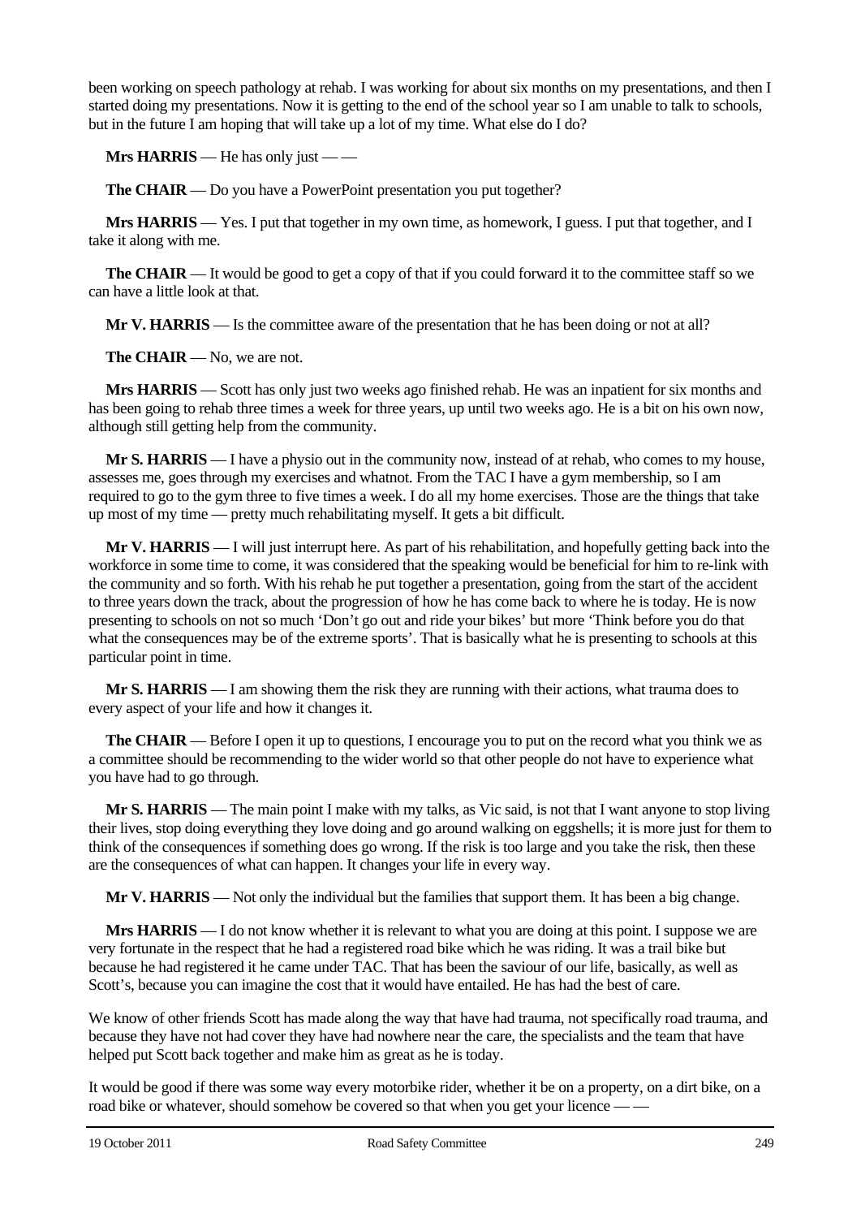been working on speech pathology at rehab. I was working for about six months on my presentations, and then I started doing my presentations. Now it is getting to the end of the school year so I am unable to talk to schools, but in the future I am hoping that will take up a lot of my time. What else do I do?

**Mrs HARRIS** — He has only just — —

**The CHAIR** — Do you have a PowerPoint presentation you put together?

**Mrs HARRIS** — Yes. I put that together in my own time, as homework, I guess. I put that together, and I take it along with me.

**The CHAIR** — It would be good to get a copy of that if you could forward it to the committee staff so we can have a little look at that.

**Mr V. HARRIS** — Is the committee aware of the presentation that he has been doing or not at all?

**The CHAIR** — No, we are not.

**Mrs HARRIS** — Scott has only just two weeks ago finished rehab. He was an inpatient for six months and has been going to rehab three times a week for three years, up until two weeks ago. He is a bit on his own now, although still getting help from the community.

**Mr S. HARRIS** — I have a physio out in the community now, instead of at rehab, who comes to my house, assesses me, goes through my exercises and whatnot. From the TAC I have a gym membership, so I am required to go to the gym three to five times a week. I do all my home exercises. Those are the things that take up most of my time — pretty much rehabilitating myself. It gets a bit difficult.

**Mr V. HARRIS** — I will just interrupt here. As part of his rehabilitation, and hopefully getting back into the workforce in some time to come, it was considered that the speaking would be beneficial for him to re-link with the community and so forth. With his rehab he put together a presentation, going from the start of the accident to three years down the track, about the progression of how he has come back to where he is today. He is now presenting to schools on not so much 'Don't go out and ride your bikes' but more 'Think before you do that what the consequences may be of the extreme sports'. That is basically what he is presenting to schools at this particular point in time.

**Mr S. HARRIS** — I am showing them the risk they are running with their actions, what trauma does to every aspect of your life and how it changes it.

**The CHAIR** — Before I open it up to questions, I encourage you to put on the record what you think we as a committee should be recommending to the wider world so that other people do not have to experience what you have had to go through.

**Mr S. HARRIS** — The main point I make with my talks, as Vic said, is not that I want anyone to stop living their lives, stop doing everything they love doing and go around walking on eggshells; it is more just for them to think of the consequences if something does go wrong. If the risk is too large and you take the risk, then these are the consequences of what can happen. It changes your life in every way.

**Mr V. HARRIS** — Not only the individual but the families that support them. It has been a big change.

**Mrs HARRIS** — I do not know whether it is relevant to what you are doing at this point. I suppose we are very fortunate in the respect that he had a registered road bike which he was riding. It was a trail bike but because he had registered it he came under TAC. That has been the saviour of our life, basically, as well as Scott's, because you can imagine the cost that it would have entailed. He has had the best of care.

We know of other friends Scott has made along the way that have had trauma, not specifically road trauma, and because they have not had cover they have had nowhere near the care, the specialists and the team that have helped put Scott back together and make him as great as he is today.

It would be good if there was some way every motorbike rider, whether it be on a property, on a dirt bike, on a road bike or whatever, should somehow be covered so that when you get your licence — —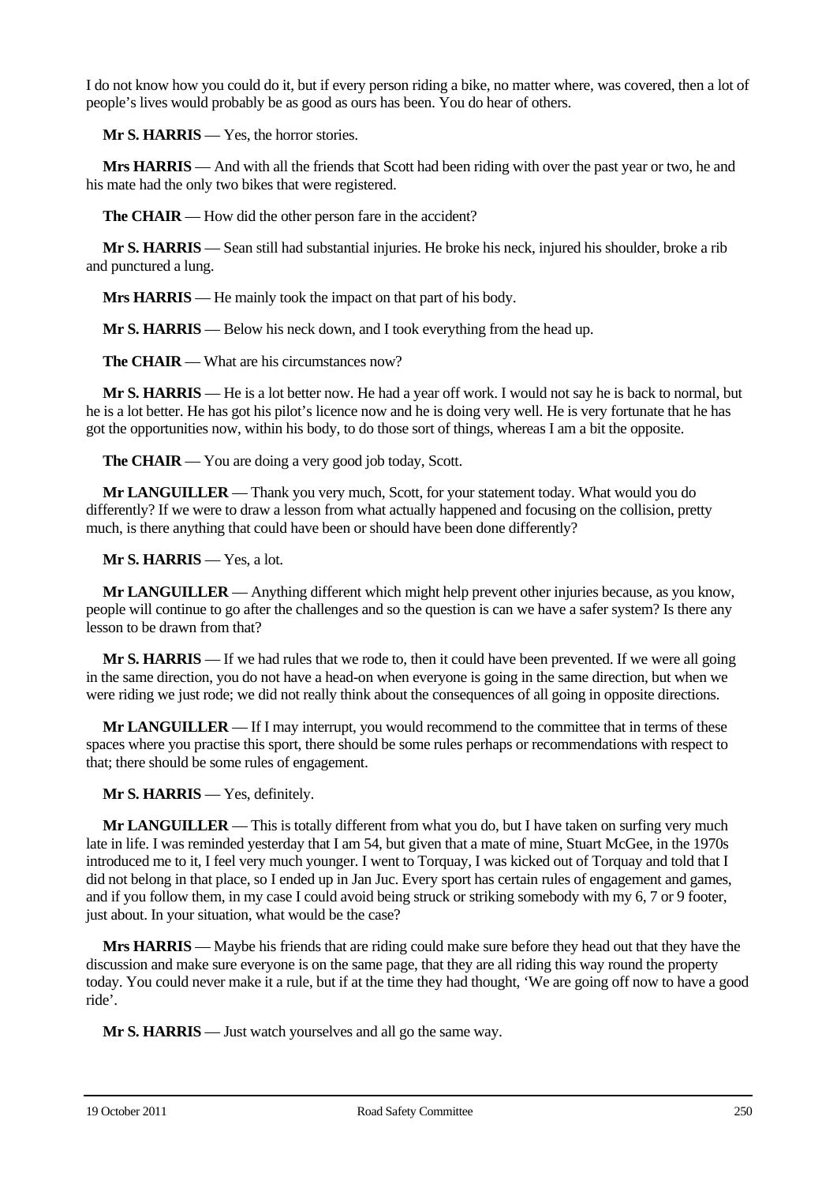I do not know how you could do it, but if every person riding a bike, no matter where, was covered, then a lot of people's lives would probably be as good as ours has been. You do hear of others.

**Mr S. HARRIS** — Yes, the horror stories.

**Mrs HARRIS** — And with all the friends that Scott had been riding with over the past year or two, he and his mate had the only two bikes that were registered.

**The CHAIR** — How did the other person fare in the accident?

**Mr S. HARRIS** — Sean still had substantial injuries. He broke his neck, injured his shoulder, broke a rib and punctured a lung.

**Mrs HARRIS** — He mainly took the impact on that part of his body.

**Mr S. HARRIS** — Below his neck down, and I took everything from the head up.

**The CHAIR** — What are his circumstances now?

**Mr S. HARRIS** — He is a lot better now. He had a year off work. I would not say he is back to normal, but he is a lot better. He has got his pilot's licence now and he is doing very well. He is very fortunate that he has got the opportunities now, within his body, to do those sort of things, whereas I am a bit the opposite.

**The CHAIR** — You are doing a very good job today, Scott.

**Mr LANGUILLER** — Thank you very much, Scott, for your statement today. What would you do differently? If we were to draw a lesson from what actually happened and focusing on the collision, pretty much, is there anything that could have been or should have been done differently?

**Mr S. HARRIS** — Yes, a lot.

**Mr LANGUILLER** — Anything different which might help prevent other injuries because, as you know, people will continue to go after the challenges and so the question is can we have a safer system? Is there any lesson to be drawn from that?

**Mr S. HARRIS** — If we had rules that we rode to, then it could have been prevented. If we were all going in the same direction, you do not have a head-on when everyone is going in the same direction, but when we were riding we just rode; we did not really think about the consequences of all going in opposite directions.

**Mr LANGUILLER** — If I may interrupt, you would recommend to the committee that in terms of these spaces where you practise this sport, there should be some rules perhaps or recommendations with respect to that; there should be some rules of engagement.

**Mr S. HARRIS** — Yes, definitely.

**Mr LANGUILLER** — This is totally different from what you do, but I have taken on surfing very much late in life. I was reminded yesterday that I am 54, but given that a mate of mine, Stuart McGee, in the 1970s introduced me to it, I feel very much younger. I went to Torquay, I was kicked out of Torquay and told that I did not belong in that place, so I ended up in Jan Juc. Every sport has certain rules of engagement and games, and if you follow them, in my case I could avoid being struck or striking somebody with my 6, 7 or 9 footer, just about. In your situation, what would be the case?

**Mrs HARRIS** — Maybe his friends that are riding could make sure before they head out that they have the discussion and make sure everyone is on the same page, that they are all riding this way round the property today. You could never make it a rule, but if at the time they had thought, 'We are going off now to have a good ride'.

**Mr S. HARRIS** — Just watch yourselves and all go the same way.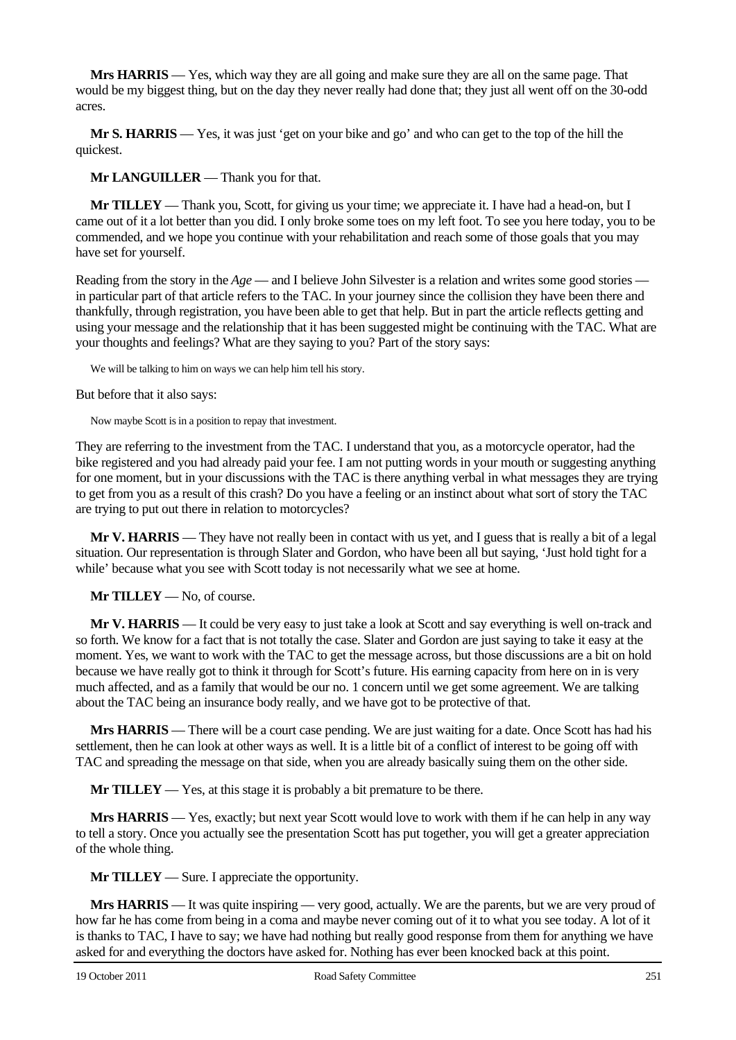**Mrs HARRIS** — Yes, which way they are all going and make sure they are all on the same page. That would be my biggest thing, but on the day they never really had done that; they just all went off on the 30-odd acres.

**Mr S. HARRIS** — Yes, it was just 'get on your bike and go' and who can get to the top of the hill the quickest.

**Mr LANGUILLER** — Thank you for that.

**Mr TILLEY** — Thank you, Scott, for giving us your time; we appreciate it. I have had a head-on, but I came out of it a lot better than you did. I only broke some toes on my left foot. To see you here today, you to be commended, and we hope you continue with your rehabilitation and reach some of those goals that you may have set for yourself.

Reading from the story in the *Age* — and I believe John Silvester is a relation and writes some good stories — in particular part of that article refers to the TAC. In your journey since the collision they have been there and thankfully, through registration, you have been able to get that help. But in part the article reflects getting and using your message and the relationship that it has been suggested might be continuing with the TAC. What are your thoughts and feelings? What are they saying to you? Part of the story says:

> We will be talking to him on ways we can help him tell his story.

But before that it also says:

> Now maybe Scott is in a position to repay that investment.

They are referring to the investment from the TAC. I understand that you, as a motorcycle operator, had the bike registered and you had already paid your fee. I am not putting words in your mouth or suggesting anything for one moment, but in your discussions with the TAC is there anything verbal in what messages they are trying to get from you as a result of this crash? Do you have a feeling or an instinct about what sort of story the TAC are trying to put out there in relation to motorcycles?

**Mr V. HARRIS** — They have not really been in contact with us yet, and I guess that is really a bit of a legal situation. Our representation is through Slater and Gordon, who have been all but saying, 'Just hold tight for a while' because what you see with Scott today is not necessarily what we see at home.

**Mr TILLEY** — No, of course.

**Mr V. HARRIS** — It could be very easy to just take a look at Scott and say everything is well on-track and so forth. We know for a fact that is not totally the case. Slater and Gordon are just saying to take it easy at the moment. Yes, we want to work with the TAC to get the message across, but those discussions are a bit on hold because we have really got to think it through for Scott's future. His earning capacity from here on in is very much affected, and as a family that would be our no. 1 concern until we get some agreement. We are talking about the TAC being an insurance body really, and we have got to be protective of that.

**Mrs HARRIS** — There will be a court case pending. We are just waiting for a date. Once Scott has had his settlement, then he can look at other ways as well. It is a little bit of a conflict of interest to be going off with TAC and spreading the message on that side, when you are already basically suing them on the other side.

**Mr TILLEY** — Yes, at this stage it is probably a bit premature to be there.

**Mrs HARRIS** — Yes, exactly; but next year Scott would love to work with them if he can help in any way to tell a story. Once you actually see the presentation Scott has put together, you will get a greater appreciation of the whole thing.

**Mr TILLEY** — Sure. I appreciate the opportunity.

**Mrs HARRIS** — It was quite inspiring — very good, actually. We are the parents, but we are very proud of how far he has come from being in a coma and maybe never coming out of it to what you see today. A lot of it is thanks to TAC, I have to say; we have had nothing but really good response from them for anything we have asked for and everything the doctors have asked for. Nothing has ever been knocked back at this point.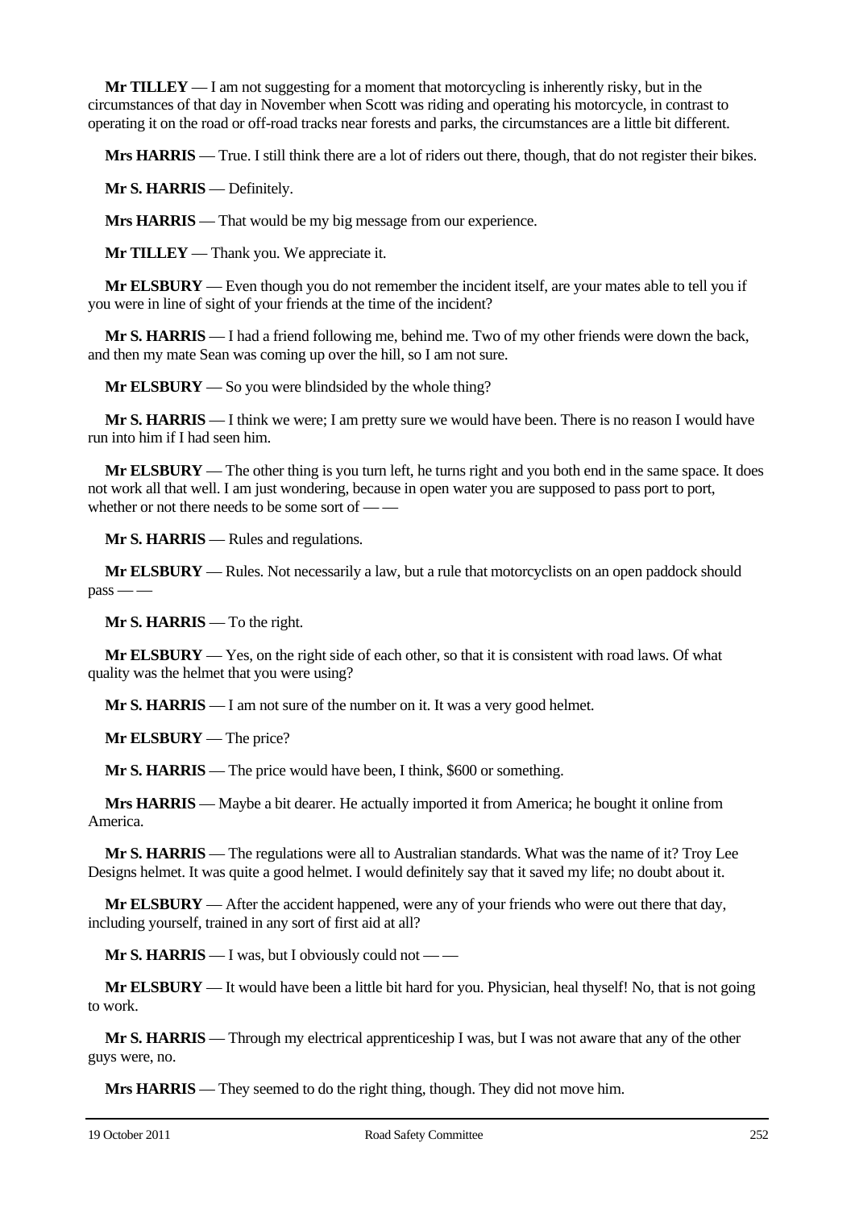**Mr TILLEY** — I am not suggesting for a moment that motorcycling is inherently risky, but in the circumstances of that day in November when Scott was riding and operating his motorcycle, in contrast to operating it on the road or off-road tracks near forests and parks, the circumstances are a little bit different.

**Mrs HARRIS** — True. I still think there are a lot of riders out there, though, that do not register their bikes.

**Mr S. HARRIS** — Definitely.

**Mrs HARRIS** — That would be my big message from our experience.

**Mr TILLEY** — Thank you. We appreciate it.

**Mr ELSBURY** — Even though you do not remember the incident itself, are your mates able to tell you if you were in line of sight of your friends at the time of the incident?

**Mr S. HARRIS** — I had a friend following me, behind me. Two of my other friends were down the back, and then my mate Sean was coming up over the hill, so I am not sure.

**Mr ELSBURY** — So you were blindsided by the whole thing?

**Mr S. HARRIS** — I think we were; I am pretty sure we would have been. There is no reason I would have run into him if I had seen him.

**Mr ELSBURY** — The other thing is you turn left, he turns right and you both end in the same space. It does not work all that well. I am just wondering, because in open water you are supposed to pass port to port, whether or not there needs to be some sort of — —

**Mr S. HARRIS** — Rules and regulations.

**Mr ELSBURY** — Rules. Not necessarily a law, but a rule that motorcyclists on an open paddock should pass — —

**Mr S. HARRIS** — To the right.

**Mr ELSBURY** — Yes, on the right side of each other, so that it is consistent with road laws. Of what quality was the helmet that you were using?

**Mr S. HARRIS** — I am not sure of the number on it. It was a very good helmet.

**Mr ELSBURY** — The price?

**Mr S. HARRIS** — The price would have been, I think, $600 or something.

**Mrs HARRIS** — Maybe a bit dearer. He actually imported it from America; he bought it online from America.

**Mr S. HARRIS** — The regulations were all to Australian standards. What was the name of it? Troy Lee Designs helmet. It was quite a good helmet. I would definitely say that it saved my life; no doubt about it.

**Mr ELSBURY** — After the accident happened, were any of your friends who were out there that day, including yourself, trained in any sort of first aid at all?

**Mr S. HARRIS** — I was, but I obviously could not — —

**Mr ELSBURY** — It would have been a little bit hard for you. Physician, heal thyself! No, that is not going to work.

**Mr S. HARRIS** — Through my electrical apprenticeship I was, but I was not aware that any of the other guys were, no.

**Mrs HARRIS** — They seemed to do the right thing, though. They did not move him.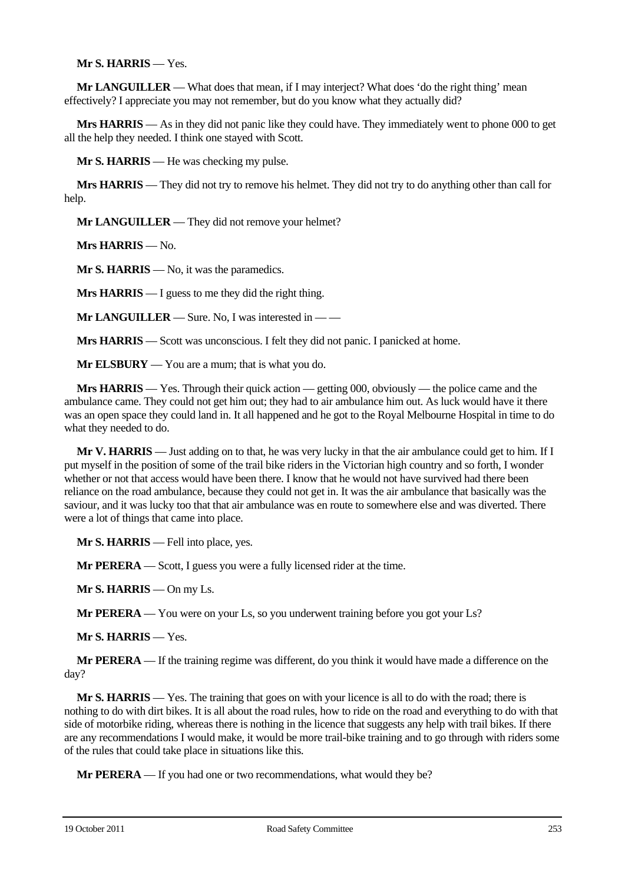**Mr S. HARRIS** — Yes.

**Mr LANGUILLER** — What does that mean, if I may interject? What does 'do the right thing' mean effectively? I appreciate you may not remember, but do you know what they actually did?

**Mrs HARRIS** — As in they did not panic like they could have. They immediately went to phone 000 to get all the help they needed. I think one stayed with Scott.

**Mr S. HARRIS** — He was checking my pulse.

**Mrs HARRIS** — They did not try to remove his helmet. They did not try to do anything other than call for help.

**Mr LANGUILLER** — They did not remove your helmet?

**Mrs HARRIS** — No.

**Mr S. HARRIS** — No, it was the paramedics.

**Mrs HARRIS** — I guess to me they did the right thing.

**Mr LANGUILLER** — Sure. No, I was interested in — —

**Mrs HARRIS** — Scott was unconscious. I felt they did not panic. I panicked at home.

**Mr ELSBURY** — You are a mum; that is what you do.

**Mrs HARRIS** — Yes. Through their quick action — getting 000, obviously — the police came and the ambulance came. They could not get him out; they had to air ambulance him out. As luck would have it there was an open space they could land in. It all happened and he got to the Royal Melbourne Hospital in time to do what they needed to do.

**Mr V. HARRIS** — Just adding on to that, he was very lucky in that the air ambulance could get to him. If I put myself in the position of some of the trail bike riders in the Victorian high country and so forth, I wonder whether or not that access would have been there. I know that he would not have survived had there been reliance on the road ambulance, because they could not get in. It was the air ambulance that basically was the saviour, and it was lucky too that that air ambulance was en route to somewhere else and was diverted. There were a lot of things that came into place.

**Mr S. HARRIS** — Fell into place, yes.

**Mr PERERA** — Scott, I guess you were a fully licensed rider at the time.

**Mr S. HARRIS** — On my Ls.

**Mr PERERA** — You were on your Ls, so you underwent training before you got your Ls?

**Mr S. HARRIS** — Yes.

**Mr PERERA** — If the training regime was different, do you think it would have made a difference on the day?

**Mr S. HARRIS** — Yes. The training that goes on with your licence is all to do with the road; there is nothing to do with dirt bikes. It is all about the road rules, how to ride on the road and everything to do with that side of motorbike riding, whereas there is nothing in the licence that suggests any help with trail bikes. If there are any recommendations I would make, it would be more trail-bike training and to go through with riders some of the rules that could take place in situations like this.

**Mr PERERA** — If you had one or two recommendations, what would they be?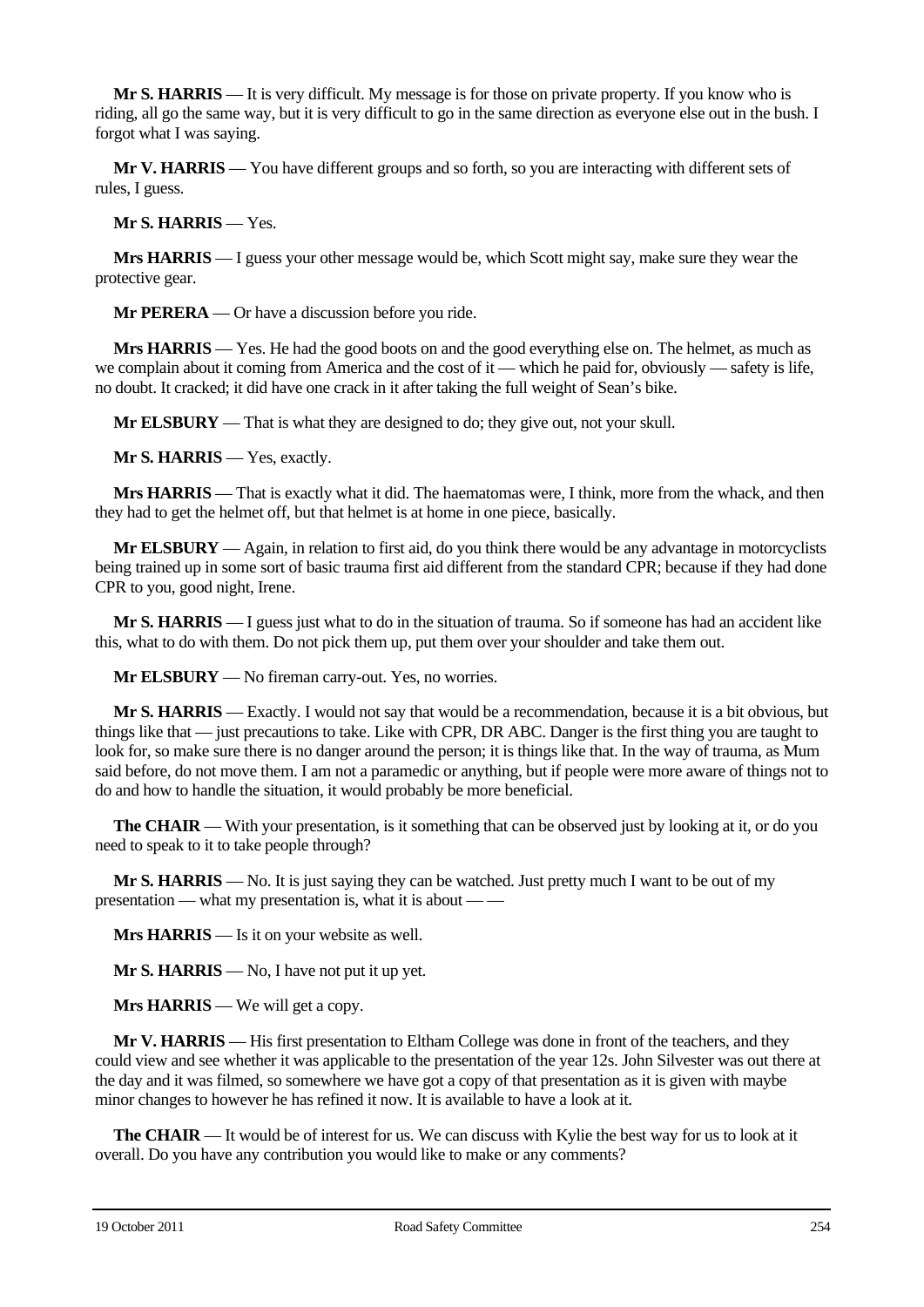**Mr S. HARRIS** — It is very difficult. My message is for those on private property. If you know who is riding, all go the same way, but it is very difficult to go in the same direction as everyone else out in the bush. I forgot what I was saying.

**Mr V. HARRIS** — You have different groups and so forth, so you are interacting with different sets of rules, I guess.

**Mr S. HARRIS** — Yes.

**Mrs HARRIS** — I guess your other message would be, which Scott might say, make sure they wear the protective gear.

**Mr PERERA** — Or have a discussion before you ride.

**Mrs HARRIS** — Yes. He had the good boots on and the good everything else on. The helmet, as much as we complain about it coming from America and the cost of it — which he paid for, obviously — safety is life, no doubt. It cracked; it did have one crack in it after taking the full weight of Sean's bike.

**Mr ELSBURY** — That is what they are designed to do; they give out, not your skull.

**Mr S. HARRIS** — Yes, exactly.

**Mrs HARRIS** — That is exactly what it did. The haematomas were, I think, more from the whack, and then they had to get the helmet off, but that helmet is at home in one piece, basically.

**Mr ELSBURY** — Again, in relation to first aid, do you think there would be any advantage in motorcyclists being trained up in some sort of basic trauma first aid different from the standard CPR; because if they had done CPR to you, good night, Irene.

**Mr S. HARRIS** — I guess just what to do in the situation of trauma. So if someone has had an accident like this, what to do with them. Do not pick them up, put them over your shoulder and take them out.

**Mr ELSBURY** — No fireman carry-out. Yes, no worries.

**Mr S. HARRIS** — Exactly. I would not say that would be a recommendation, because it is a bit obvious, but things like that — just precautions to take. Like with CPR, DR ABC. Danger is the first thing you are taught to look for, so make sure there is no danger around the person; it is things like that. In the way of trauma, as Mum said before, do not move them. I am not a paramedic or anything, but if people were more aware of things not to do and how to handle the situation, it would probably be more beneficial.

**The CHAIR** — With your presentation, is it something that can be observed just by looking at it, or do you need to speak to it to take people through?

**Mr S. HARRIS** — No. It is just saying they can be watched. Just pretty much I want to be out of my presentation — what my presentation is, what it is about — —

**Mrs HARRIS** — Is it on your website as well.

**Mr S. HARRIS** — No, I have not put it up yet.

**Mrs HARRIS** — We will get a copy.

**Mr V. HARRIS** — His first presentation to Eltham College was done in front of the teachers, and they could view and see whether it was applicable to the presentation of the year 12s. John Silvester was out there at the day and it was filmed, so somewhere we have got a copy of that presentation as it is given with maybe minor changes to however he has refined it now. It is available to have a look at it.

**The CHAIR** — It would be of interest for us. We can discuss with Kylie the best way for us to look at it overall. Do you have any contribution you would like to make or any comments?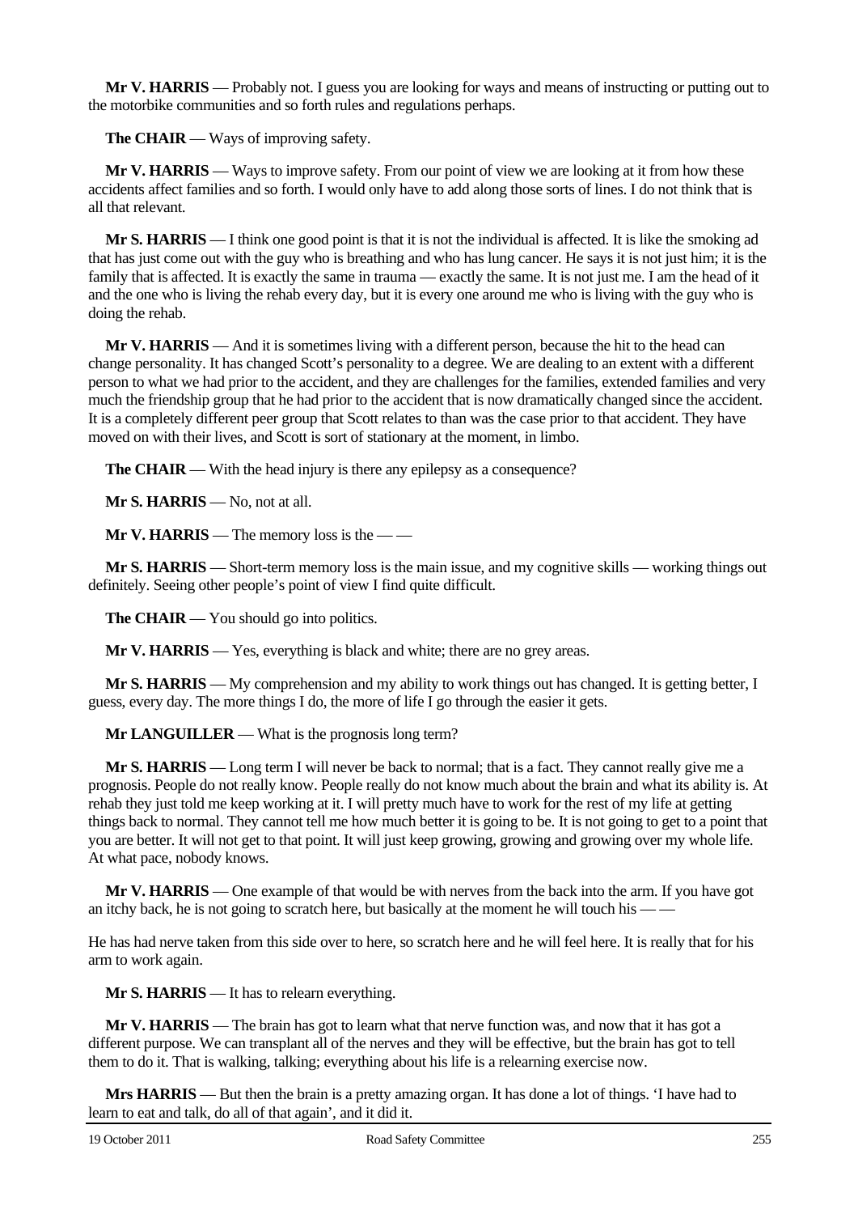**Mr V. HARRIS** — Probably not. I guess you are looking for ways and means of instructing or putting out to the motorbike communities and so forth rules and regulations perhaps.

**The CHAIR** — Ways of improving safety.

**Mr V. HARRIS** — Ways to improve safety. From our point of view we are looking at it from how these accidents affect families and so forth. I would only have to add along those sorts of lines. I do not think that is all that relevant.

**Mr S. HARRIS** — I think one good point is that it is not the individual is affected. It is like the smoking ad that has just come out with the guy who is breathing and who has lung cancer. He says it is not just him; it is the family that is affected. It is exactly the same in trauma — exactly the same. It is not just me. I am the head of it and the one who is living the rehab every day, but it is every one around me who is living with the guy who is doing the rehab.

**Mr V. HARRIS** — And it is sometimes living with a different person, because the hit to the head can change personality. It has changed Scott's personality to a degree. We are dealing to an extent with a different person to what we had prior to the accident, and they are challenges for the families, extended families and very much the friendship group that he had prior to the accident that is now dramatically changed since the accident. It is a completely different peer group that Scott relates to than was the case prior to that accident. They have moved on with their lives, and Scott is sort of stationary at the moment, in limbo.

**The CHAIR** — With the head injury is there any epilepsy as a consequence?

**Mr S. HARRIS** — No, not at all.

**Mr V. HARRIS** — The memory loss is the — —

**Mr S. HARRIS** — Short-term memory loss is the main issue, and my cognitive skills — working things out definitely. Seeing other people's point of view I find quite difficult.

**The CHAIR** — You should go into politics.

**Mr V. HARRIS** — Yes, everything is black and white; there are no grey areas.

**Mr S. HARRIS** — My comprehension and my ability to work things out has changed. It is getting better, I guess, every day. The more things I do, the more of life I go through the easier it gets.

**Mr LANGUILLER** — What is the prognosis long term?

**Mr S. HARRIS** — Long term I will never be back to normal; that is a fact. They cannot really give me a prognosis. People do not really know. People really do not know much about the brain and what its ability is. At rehab they just told me keep working at it. I will pretty much have to work for the rest of my life at getting things back to normal. They cannot tell me how much better it is going to be. It is not going to get to a point that you are better. It will not get to that point. It will just keep growing, growing and growing over my whole life. At what pace, nobody knows.

**Mr V. HARRIS** — One example of that would be with nerves from the back into the arm. If you have got an itchy back, he is not going to scratch here, but basically at the moment he will touch his — —

He has had nerve taken from this side over to here, so scratch here and he will feel here. It is really that for his arm to work again.

**Mr S. HARRIS** — It has to relearn everything.

**Mr V. HARRIS** — The brain has got to learn what that nerve function was, and now that it has got a different purpose. We can transplant all of the nerves and they will be effective, but the brain has got to tell them to do it. That is walking, talking; everything about his life is a relearning exercise now.

**Mrs HARRIS** — But then the brain is a pretty amazing organ. It has done a lot of things. 'I have had to learn to eat and talk, do all of that again', and it did it.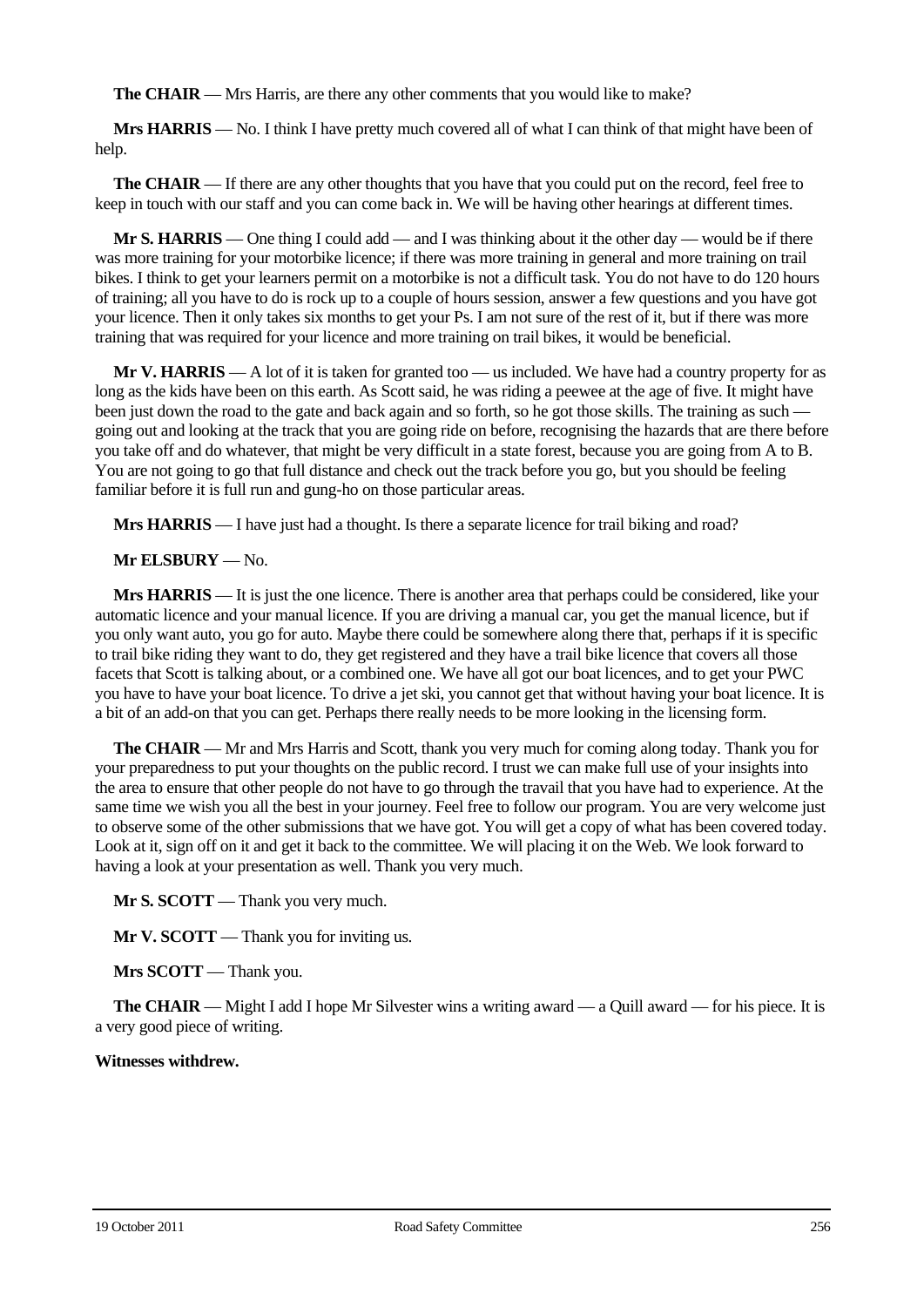**The CHAIR** — Mrs Harris, are there any other comments that you would like to make?

**Mrs HARRIS** — No. I think I have pretty much covered all of what I can think of that might have been of help.

**The CHAIR** — If there are any other thoughts that you have that you could put on the record, feel free to keep in touch with our staff and you can come back in. We will be having other hearings at different times.

**Mr S. HARRIS** — One thing I could add — and I was thinking about it the other day — would be if there was more training for your motorbike licence; if there was more training in general and more training on trail bikes. I think to get your learners permit on a motorbike is not a difficult task. You do not have to do 120 hours of training; all you have to do is rock up to a couple of hours session, answer a few questions and you have got your licence. Then it only takes six months to get your Ps. I am not sure of the rest of it, but if there was more training that was required for your licence and more training on trail bikes, it would be beneficial.

**Mr V. HARRIS** — A lot of it is taken for granted too — us included. We have had a country property for as long as the kids have been on this earth. As Scott said, he was riding a peewee at the age of five. It might have been just down the road to the gate and back again and so forth, so he got those skills. The training as such — going out and looking at the track that you are going ride on before, recognising the hazards that are there before you take off and do whatever, that might be very difficult in a state forest, because you are going from A to B. You are not going to go that full distance and check out the track before you go, but you should be feeling familiar before it is full run and gung-ho on those particular areas.

**Mrs HARRIS** — I have just had a thought. Is there a separate licence for trail biking and road?

**Mr ELSBURY** — No.

**Mrs HARRIS** — It is just the one licence. There is another area that perhaps could be considered, like your automatic licence and your manual licence. If you are driving a manual car, you get the manual licence, but if you only want auto, you go for auto. Maybe there could be somewhere along there that, perhaps if it is specific to trail bike riding they want to do, they get registered and they have a trail bike licence that covers all those facets that Scott is talking about, or a combined one. We have all got our boat licences, and to get your PWC you have to have your boat licence. To drive a jet ski, you cannot get that without having your boat licence. It is a bit of an add-on that you can get. Perhaps there really needs to be more looking in the licensing form.

**The CHAIR** — Mr and Mrs Harris and Scott, thank you very much for coming along today. Thank you for your preparedness to put your thoughts on the public record. I trust we can make full use of your insights into the area to ensure that other people do not have to go through the travail that you have had to experience. At the same time we wish you all the best in your journey. Feel free to follow our program. You are very welcome just to observe some of the other submissions that we have got. You will get a copy of what has been covered today. Look at it, sign off on it and get it back to the committee. We will placing it on the Web. We look forward to having a look at your presentation as well. Thank you very much.

**Mr S. SCOTT** — Thank you very much.

**Mr V. SCOTT** — Thank you for inviting us.

**Mrs SCOTT** — Thank you.

**The CHAIR** — Might I add I hope Mr Silvester wins a writing award — a Quill award — for his piece. It is a very good piece of writing.

**Witnesses withdrew.**